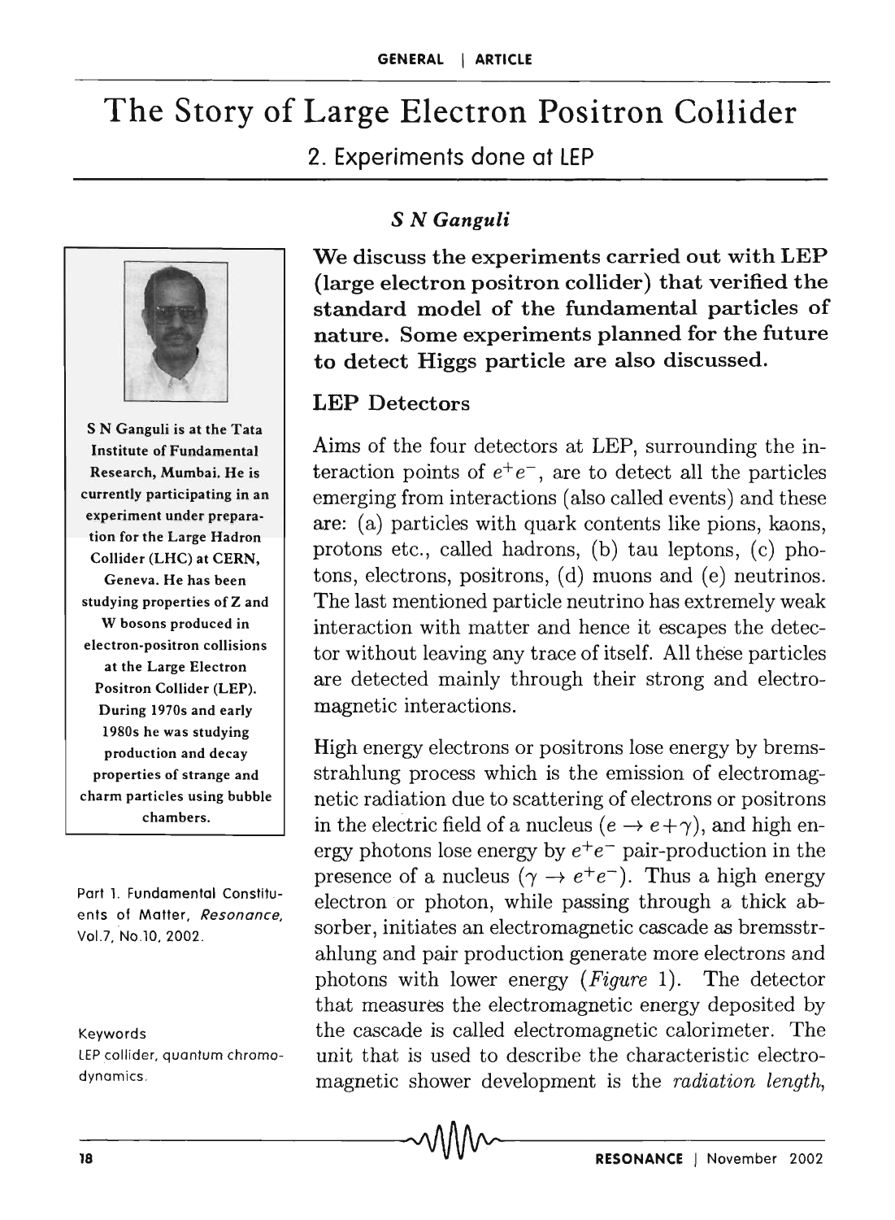# The Story of Large Electron Positron Collider

## 2. Experiments done at LEP

*S N Ganguli*

S N Ganguli is at the Tata Institute of Fundamental Research, Mumbai. He is currently participating in an experiment under preparation for the Large Hadron Collider (LHC) at CERN, Geneva. He has been studying properties of Z and W bosons produced in electron-positron collisions at the Large Electron Positron Collider (LEP). During 1970s and early 1980s he was studying production and decay properties of strange and charm particles using bubble chambers.

Part 1. Fundamental Constituents of Matter, *Resonance*, Vol.7, No.10, 2002.

Keywords

LEP collider, quantum chromodynamics.

**We discuss the experiments carried out with LEP (large electron positron collider) that verified the standard model of the fundamental particles of nature. Some experiments planned for the future to detect Higgs particle are also discussed.**

### LEP Detectors

Aims of the four detectors at LEP, surrounding the interaction points of $e^+e^-$, are to detect all the particles emerging from interactions (also called events) and these are: (a) particles with quark contents like pions, kaons, protons etc., called hadrons, (b) tau leptons, (c) photons, electrons, positrons, (d) muons and (e) neutrinos. The last mentioned particle neutrino has extremely weak interaction with matter and hence it escapes the detector without leaving any trace of itself. All these particles are detected mainly through their strong and electromagnetic interactions.

High energy electrons or positrons lose energy by bremsstrahlung process which is the emission of electromagnetic radiation due to scattering of electrons or positrons in the electric field of a nucleus ($e \rightarrow e + \gamma$), and high energy photons lose energy by $e^+e^-$ pair-production in the presence of a nucleus ($\gamma \rightarrow e^+e^-$). Thus a high energy electron or photon, while passing through a thick absorber, initiates an electromagnetic cascade as bremsstrahlung and pair production generate more electrons and photons with lower energy (*Figure* 1). The detector that measures the electromagnetic energy deposited by the cascade is called electromagnetic calorimeter. The unit that is used to describe the characteristic electromagnetic shower development is the *radiation length*,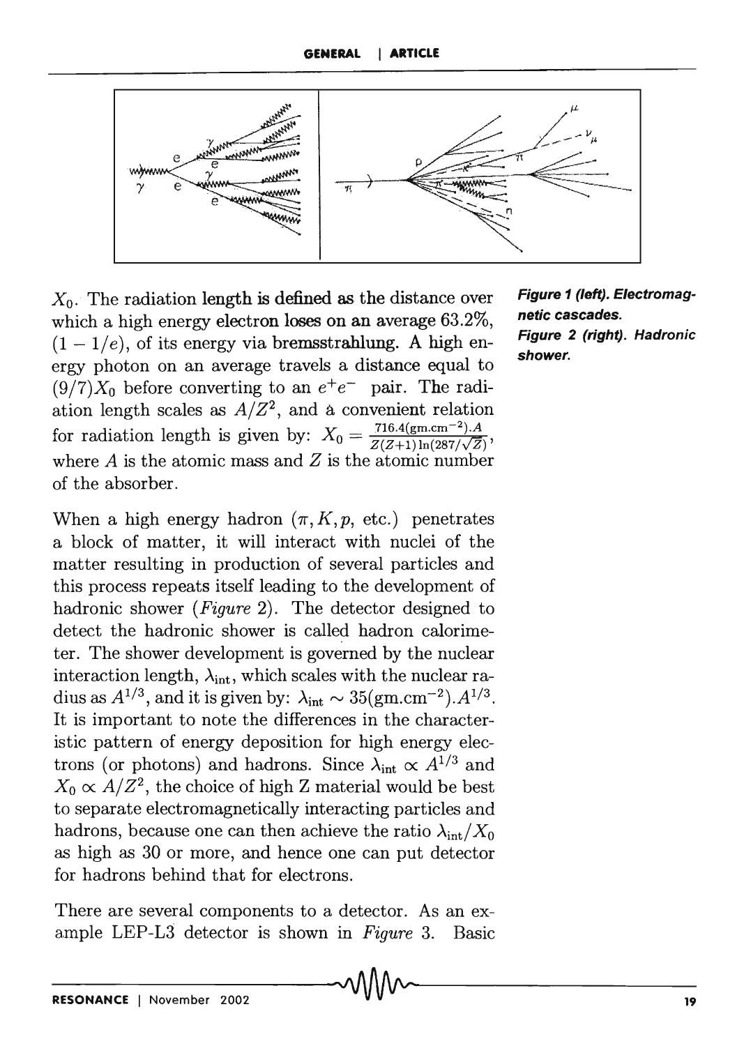Figure 1 (left). Electromagnetic cascades.

Figure 2 (right). Hadronic shower.

$X_0$. The radiation length is defined as the distance over which a high energy electron loses on an average 63.2%, $(1 - 1/e)$, of its energy via bremsstrahlung. A high energy photon on an average travels a distance equal to $(9/7)X_0$ before converting to an $e^+e^-$ pair. The radiation length scales as $A/Z^2$, and a convenient relation for radiation length is given by: $X_0 = \frac{716.4(\text{gm.cm}^{-2}).A}{Z(Z+1)\ln(287/\sqrt{Z})}$, where $A$ is the atomic mass and $Z$ is the atomic number of the absorber.

When a high energy hadron ($\pi, K, p$, etc.) penetrates a block of matter, it will interact with nuclei of the matter resulting in production of several particles and this process repeats itself leading to the development of hadronic shower (*Figure* 2). The detector designed to detect the hadronic shower is called hadron calorimeter. The shower development is governed by the nuclear interaction length, $\lambda_{\text{int}}$, which scales with the nuclear radius as $A^{1/3}$, and it is given by: $\lambda_{\text{int}} \sim 35(\text{gm.cm}^{-2}).A^{1/3}$. It is important to note the differences in the characteristic pattern of energy deposition for high energy electrons (or photons) and hadrons. Since $\lambda_{\text{int}} \propto A^{1/3}$ and $X_0 \propto A/Z^2$, the choice of high Z material would be best to separate electromagnetically interacting particles and hadrons, because one can then achieve the ratio $\lambda_{\text{int}}/X_0$ as high as 30 or more, and hence one can put detector for hadrons behind that for electrons.

There are several components to a detector. As an example LEP-L3 detector is shown in *Figure* 3. Basic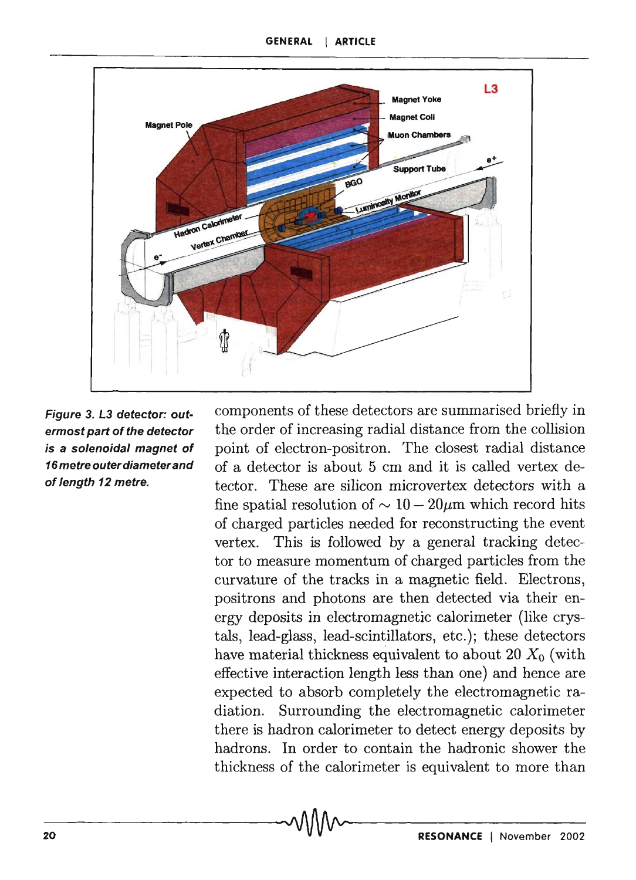Magnet Yoke

Magnet Coil

Muon Chambers

Magnet Pole

Support Tube

BGO

Luminosity Monitor

Hadron Calorimeter

Vertex Chamber

$e^+$

$e^-$

L3

*Figure 3. L3 detector: outermost part of the detector is a solenoidal magnet of 16 metre outer diameter and of length 12 metre.*

components of these detectors are summarised briefly in the order of increasing radial distance from the collision point of electron-positron. The closest radial distance of a detector is about 5 cm and it is called vertex detector. These are silicon microvertex detectors with a fine spatial resolution of $\sim 10 - 20\mu$m which record hits of charged particles needed for reconstructing the event vertex. This is followed by a general tracking detector to measure momentum of charged particles from the curvature of the tracks in a magnetic field. Electrons, positrons and photons are then detected via their energy deposits in electromagnetic calorimeter (like crystals, lead-glass, lead-scintillators, etc.); these detectors have material thickness equivalent to about 20 $X_0$ (with effective interaction length less than one) and hence are expected to absorb completely the electromagnetic radiation. Surrounding the electromagnetic calorimeter there is hadron calorimeter to detect energy deposits by hadrons. In order to contain the hadronic shower the thickness of the calorimeter is equivalent to more than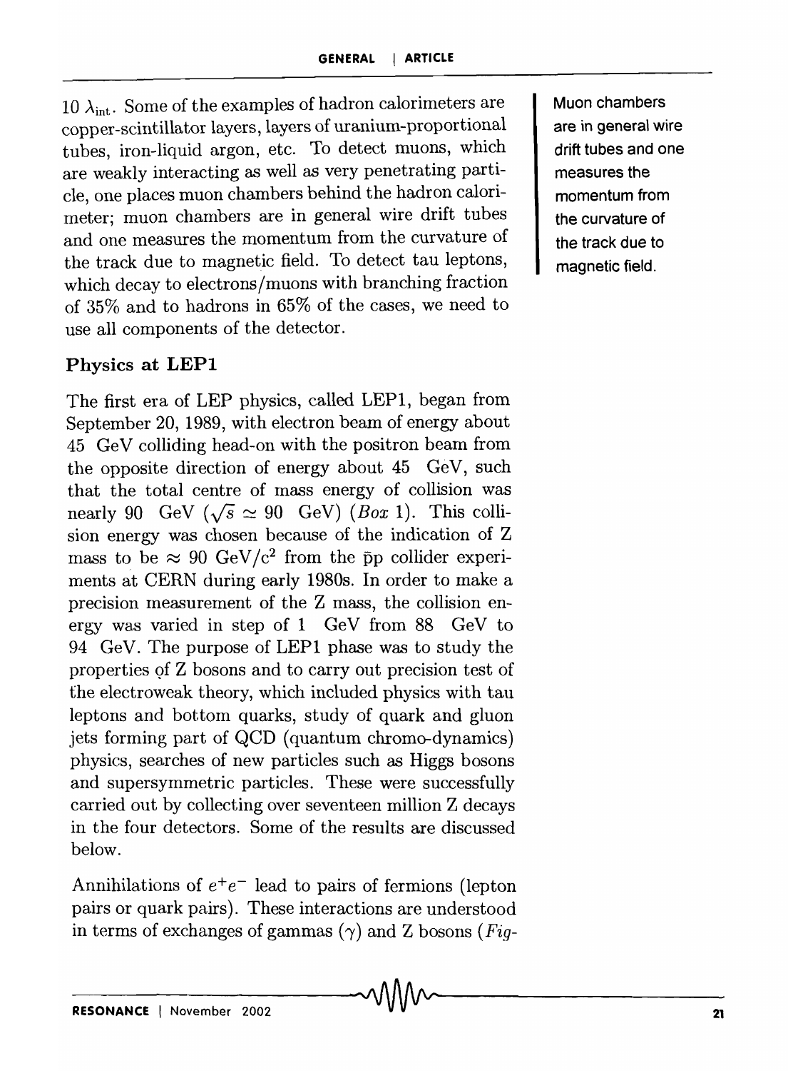$10\ \lambda_{\text{int}}$. Some of the examples of hadron calorimeters are copper-scintillator layers, layers of uranium-proportional tubes, iron-liquid argon, etc. To detect muons, which are weakly interacting as well as very penetrating particle, one places muon chambers behind the hadron calorimeter; muon chambers are in general wire drift tubes and one measures the momentum from the curvature of the track due to magnetic field. To detect tau leptons, which decay to electrons/muons with branching fraction of 35% and to hadrons in 65% of the cases, we need to use all components of the detector.

Muon chambers are in general wire drift tubes and one measures the momentum from the curvature of the track due to magnetic field.

### Physics at LEP1

The first era of LEP physics, called LEP1, began from September 20, 1989, with electron beam of energy about 45 GeV colliding head-on with the positron beam from the opposite direction of energy about 45 GeV, such that the total centre of mass energy of collision was nearly 90 GeV ($\sqrt{s} \simeq 90$ GeV) (*Box* 1). This collision energy was chosen because of the indication of Z mass to be $\approx 90$ GeV/$c^2$ from the $\bar{p}p$ collider experiments at CERN during early 1980s. In order to make a precision measurement of the Z mass, the collision energy was varied in step of 1 GeV from 88 GeV to 94 GeV. The purpose of LEP1 phase was to study the properties of Z bosons and to carry out precision test of the electroweak theory, which included physics with tau leptons and bottom quarks, study of quark and gluon jets forming part of QCD (quantum chromo-dynamics) physics, searches of new particles such as Higgs bosons and supersymmetric particles. These were successfully carried out by collecting over seventeen million Z decays in the four detectors. Some of the results are discussed below.

Annihilations of $e^+e^-$ lead to pairs of fermions (lepton pairs or quark pairs). These interactions are understood in terms of exchanges of gammas ($\gamma$) and Z bosons (*Fig-*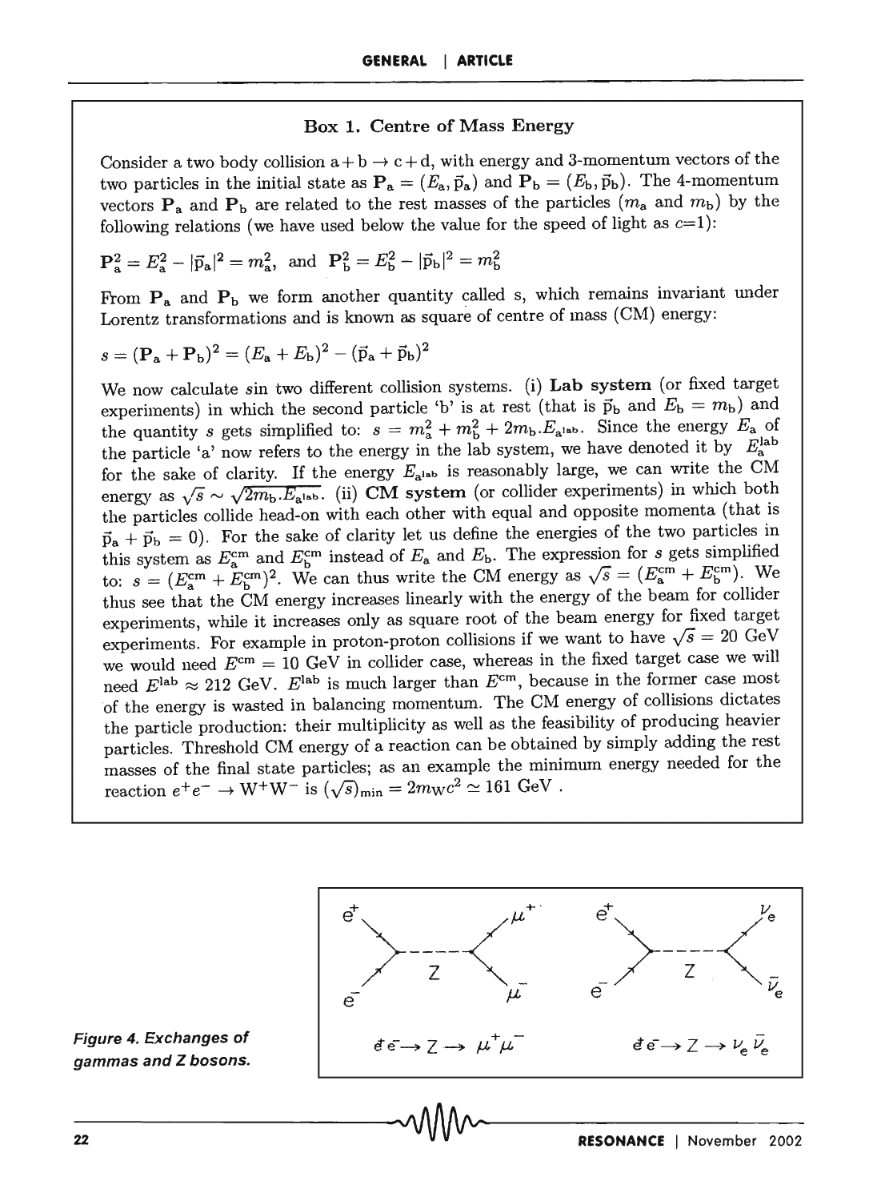### Box 1. Centre of Mass Energy

Consider a two body collision a + b → c + d, with energy and 3-momentum vectors of the two particles in the initial state as $\mathbf{P}_a = (E_a, \vec{p}_a)$ and $\mathbf{P}_b = (E_b, \vec{p}_b)$. The 4-momentum vectors $\mathbf{P}_a$ and $\mathbf{P}_b$ are related to the rest masses of the particles ($m_a$ and $m_b$) by the following relations (we have used below the value for the speed of light as $c$=1):

$\mathbf{P}_a^2 = E_a^2 - |\vec{p}_a|^2 = m_a^2$, and $\mathbf{P}_b^2 = E_b^2 - |\vec{p}_b|^2 = m_b^2$

From $\mathbf{P}_a$ and $\mathbf{P}_b$ we form another quantity called s, which remains invariant under Lorentz transformations and is known as square of centre of mass (CM) energy:

$s = (\mathbf{P}_a + \mathbf{P}_b)^2 = (E_a + E_b)^2 - (\vec{p}_a + \vec{p}_b)^2$

We now calculate $s$ in two different collision systems. (i) **Lab system** (or fixed target experiments) in which the second particle 'b' is at rest (that is $\vec{p}_b$ and $E_b = m_b$) and the quantity $s$ gets simplified to: $s = m_a^2 + m_b^2 + 2m_b.E_{a^{lab}}$. Since the energy $E_a$ of the particle 'a' now refers to the energy in the lab system, we have denoted it by $E_a^{lab}$ for the sake of clarity. If the energy $E_{a^{lab}}$ is reasonably large, we can write the CM energy as $\sqrt{s} \sim \sqrt{2m_b.E_{a^{lab}}}$. (ii) **CM system** (or collider experiments) in which both the particles collide head-on with each other with equal and opposite momenta (that is $\vec{p}_a + \vec{p}_b = 0$). For the sake of clarity let us define the energies of the two particles in this system as $E_a^{cm}$ and $E_b^{cm}$ instead of $E_a$ and $E_b$. The expression for $s$ gets simplified to: $s = (E_a^{cm} + E_b^{cm})^2$. We can thus write the CM energy as $\sqrt{s} = (E_a^{cm} + E_b^{cm})$. We thus see that the CM energy increases linearly with the energy of the beam for collider experiments, while it increases only as square root of the beam energy for fixed target experiments. For example in proton-proton collisions if we want to have $\sqrt{s} = 20$ GeV we would need $E^{cm} = 10$ GeV in collider case, whereas in the fixed target case we will need $E^{lab} \approx 212$ GeV. $E^{lab}$ is much larger than $E^{cm}$, because in the former case most of the energy is wasted in balancing momentum. The CM energy of collisions dictates the particle production: their multiplicity as well as the feasibility of producing heavier particles. Threshold CM energy of a reaction can be obtained by simply adding the rest masses of the final state particles; as an example the minimum energy needed for the reaction $e^+e^- \rightarrow W^+W^-$ is $(\sqrt{s})_{min} = 2m_W c^2 \simeq 161$ GeV .

$e^+$ $\mu^+$ Z $e^-$ $\mu^-$

$e^+e^- \rightarrow Z \rightarrow \mu^+\mu^-$

$e^+$ $\nu_e$ Z $e^-$ $\bar{\nu}_e$

$e^+e^- \rightarrow Z \rightarrow \nu_e \bar{\nu}_e$

*Figure 4. Exchanges of gammas and Z bosons.*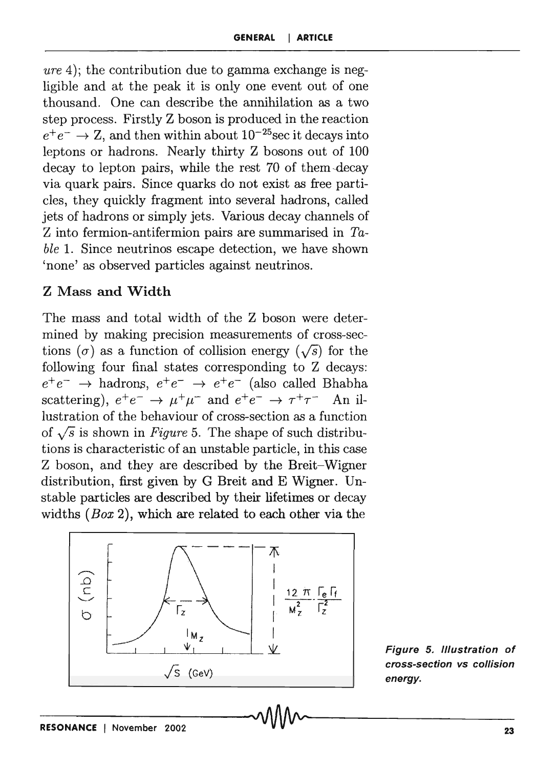*ure* 4); the contribution due to gamma exchange is negligible and at the peak it is only one event out of one thousand. One can describe the annihilation as a two step process. Firstly Z boson is produced in the reaction $e^+e^- \to Z$, and then within about $10^{-25}$sec it decays into leptons or hadrons. Nearly thirty Z bosons out of 100 decay to lepton pairs, while the rest 70 of them decay via quark pairs. Since quarks do not exist as free particles, they quickly fragment into several hadrons, called jets of hadrons or simply jets. Various decay channels of Z into fermion-antifermion pairs are summarised in *Table* 1. Since neutrinos escape detection, we have shown 'none' as observed particles against neutrinos.

## Z Mass and Width

The mass and total width of the Z boson were determined by making precision measurements of cross-sections ($\sigma$) as a function of collision energy ($\sqrt{s}$) for the following four final states corresponding to Z decays: $e^+e^- \to$ hadrons, $e^+e^- \to e^+e^-$ (also called Bhabha scattering), $e^+e^- \to \mu^+\mu^-$ and $e^+e^- \to \tau^+\tau^-$ An illustration of the behaviour of cross-section as a function of $\sqrt{s}$ is shown in *Figure* 5. The shape of such distributions is characteristic of an unstable particle, in this case Z boson, and they are described by the Breit–Wigner distribution, first given by G Breit and E Wigner. Unstable particles are described by their lifetimes or decay widths (*Box* 2), which are related to each other via the

$\sigma$ (nb)

$\Gamma_Z$

$M_Z$

$\frac{12\pi}{M_Z^2} \cdot \frac{\Gamma_e \Gamma_f}{\Gamma_Z^2}$

$\sqrt{s}$ (GeV)

*Figure 5. Illustration of cross-section vs collision energy.*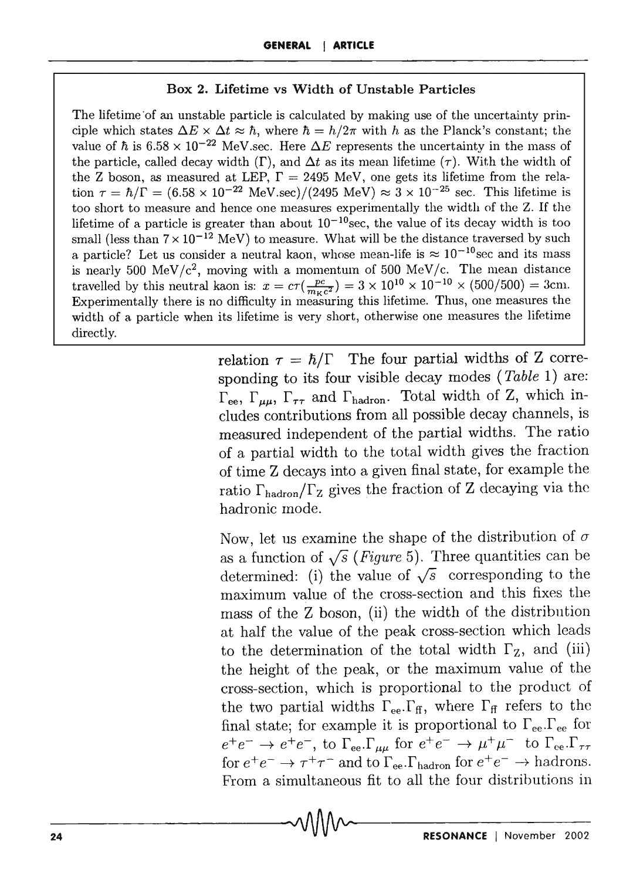### Box 2. Lifetime vs Width of Unstable Particles

The lifetime of an unstable particle is calculated by making use of the uncertainty principle which states $\Delta E \times \Delta t \approx \hbar$, where $\hbar = h/2\pi$ with $h$ as the Planck's constant; the value of $\hbar$ is $6.58 \times 10^{-22}$ MeV.sec. Here $\Delta E$ represents the uncertainty in the mass of the particle, called decay width ($\Gamma$), and $\Delta t$ as its mean lifetime ($\tau$). With the width of the Z boson, as measured at LEP, $\Gamma = 2495$ MeV, one gets its lifetime from the relation $\tau = \hbar/\Gamma = (6.58 \times 10^{-22}$ MeV.sec$)/(2495$ MeV$) \approx 3 \times 10^{-25}$ sec. This lifetime is too short to measure and hence one measures experimentally the width of the Z. If the lifetime of a particle is greater than about $10^{-10}$sec, the value of its decay width is too small (less than $7 \times 10^{-12}$ MeV) to measure. What will be the distance traversed by such a particle? Let us consider a neutral kaon, whose mean-life is $\approx 10^{-10}$sec and its mass is nearly 500 MeV/c$^2$, moving with a momentum of 500 MeV/c. The mean distance travelled by this neutral kaon is: $x = c\tau(\frac{pc}{m_K c^2}) = 3 \times 10^{10} \times 10^{-10} \times (500/500) = 3$cm. Experimentally there is no difficulty in measuring this lifetime. Thus, one measures the width of a particle when its lifetime is very short, otherwise one measures the lifetime directly.

relation $\tau = \hbar/\Gamma$ The four partial widths of Z corresponding to its four visible decay modes (*Table* 1) are: $\Gamma_{ee}$, $\Gamma_{\mu\mu}$, $\Gamma_{\tau\tau}$ and $\Gamma_{hadron}$. Total width of Z, which includes contributions from all possible decay channels, is measured independent of the partial widths. The ratio of a partial width to the total width gives the fraction of time Z decays into a given final state, for example the ratio $\Gamma_{hadron}/\Gamma_Z$ gives the fraction of Z decaying via the hadronic mode.

Now, let us examine the shape of the distribution of $\sigma$ as a function of $\sqrt{s}$ (*Figure* 5). Three quantities can be determined: (i) the value of $\sqrt{s}$ corresponding to the maximum value of the cross-section and this fixes the mass of the Z boson, (ii) the width of the distribution at half the value of the peak cross-section which leads to the determination of the total width $\Gamma_Z$, and (iii) the height of the peak, or the maximum value of the cross-section, which is proportional to the product of the two partial widths $\Gamma_{ee}.\Gamma_{ff}$, where $\Gamma_{ff}$ refers to the final state; for example it is proportional to $\Gamma_{ee}.\Gamma_{ee}$ for $e^+e^- \to e^+e^-$, to $\Gamma_{ee}.\Gamma_{\mu\mu}$ for $e^+e^- \to \mu^+\mu^-$ to $\Gamma_{ee}.\Gamma_{\tau\tau}$ for $e^+e^- \to \tau^+\tau^-$ and to $\Gamma_{ee}.\Gamma_{hadron}$ for $e^+e^- \to$ hadrons. From a simultaneous fit to all the four distributions in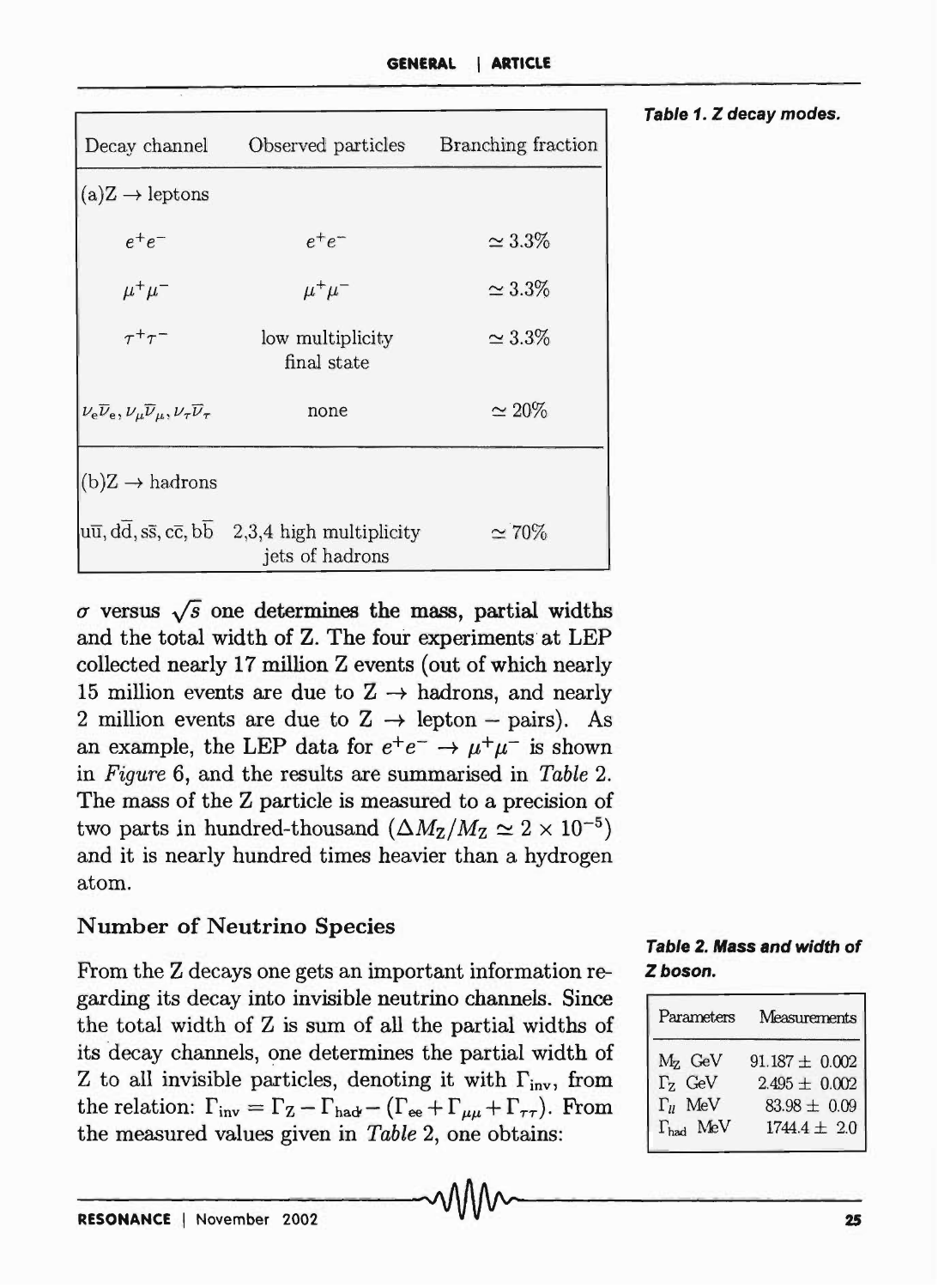Table 1. Z decay modes.

| Decay channel | Observed particles | Branching fraction |
|---|---|---|
| (a)Z $\rightarrow$ leptons | | |
| $e^+e^-$ | $e^+e^-$ | $\simeq 3.3\%$ |
| $\mu^+\mu^-$ | $\mu^+\mu^-$ | $\simeq 3.3\%$ |
| $\tau^+\tau^-$ | low multiplicity final state | $\simeq 3.3\%$ |
| $\nu_e\bar{\nu}_e, \nu_\mu\bar{\nu}_\mu, \nu_\tau\bar{\nu}_\tau$ | none | $\simeq 20\%$ |
| (b)Z $\rightarrow$ hadrons | | |
| $\mathrm{u\bar{u}, d\bar{d}, s\bar{s}, c\bar{c}, b\bar{b}}$ | 2,3,4 high multiplicity jets of hadrons | $\simeq 70\%$ |

$\sigma$ versus $\sqrt{s}$ **one determines the mass, partial widths** and the total width of Z. The four experiments at LEP collected nearly 17 million Z events (out of which nearly 15 million events are due to Z $\rightarrow$ hadrons, and nearly 2 million events are due to Z $\rightarrow$ lepton $-$ pairs). As an example, the LEP data for $e^+e^- \rightarrow \mu^+\mu^-$ is shown in *Figure* 6, and the results are summarised in *Table* 2. The mass of the Z particle is measured to a precision of two parts in hundred-thousand ($\Delta M_Z/M_Z \simeq 2 \times 10^{-5}$) and it is nearly hundred times heavier than a hydrogen atom.

## Number of Neutrino Species

From the Z decays one gets an important information regarding its decay into invisible neutrino channels. Since the total width of Z is sum of all the partial widths of its decay channels, one determines the partial width of Z to all invisible particles, denoting it with $\Gamma_{\text{inv}}$, from the relation: $\Gamma_{\text{inv}} = \Gamma_Z - \Gamma_{\text{had}} - (\Gamma_{ee} + \Gamma_{\mu\mu} + \Gamma_{\tau\tau})$. From the measured values given in *Table* 2, one obtains:

Table 2. Mass and width of Z boson.

| Parameters | Measurements |
|---|---|
| $M_Z$ GeV | $91.187 \pm 0.002$ |
| $\Gamma_Z$ GeV | $2.495 \pm 0.002$ |
| $\Gamma_{ll}$ MeV | $83.98 \pm 0.09$ |
| $\Gamma_{\text{had}}$ MeV | $1744.4 \pm 2.0$ |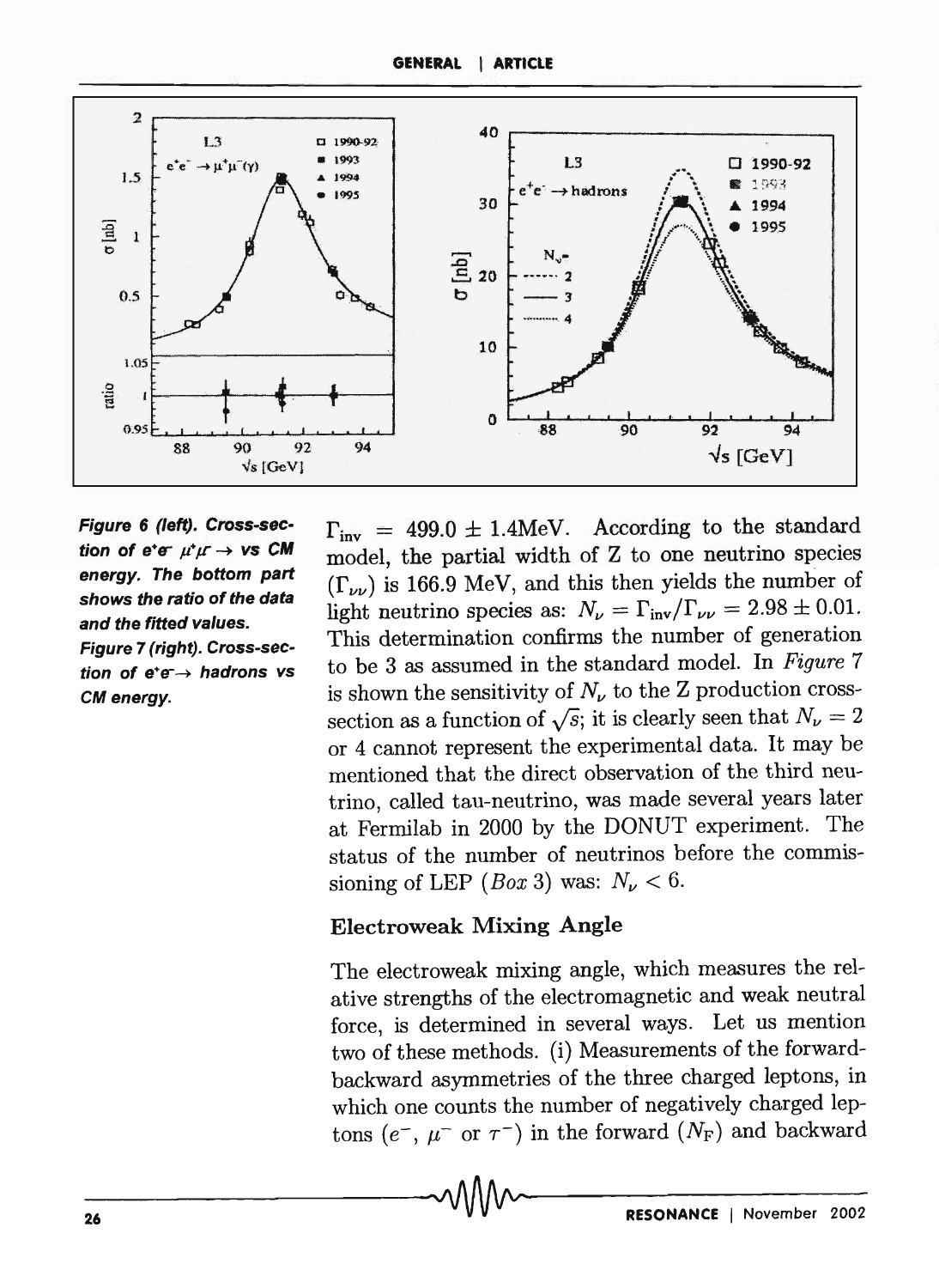L3

$e^+e^- \to \mu^+\mu^-(\gamma)$

□ 1990-92
■ 1993
▲ 1994
● 1995

σ [nb]

2
1.5
1
0.5

ratio

1.05
1
0.95

88 90 92 94

√s [GeV]

L3

$e^+e^- \to$ hadrons

□ 1990-92
■ 1993
▲ 1994
● 1995

$N_\nu$=
------ 2
—— 3
......... 4

σ [nb]

40
30
20
10
0

88 90 92 94

√s [GeV]

***Figure 6 (left). Cross-section of $e^+e^-$ $\mu^+\mu^- \to$ vs CM energy. The bottom part shows the ratio of the data and the fitted values.***

***Figure 7 (right). Cross-section of $e^+e^- \to$ hadrons vs CM energy.***

$\Gamma_{\text{inv}} = 499.0 \pm 1.4$MeV. According to the standard model, the partial width of Z to one neutrino species ($\Gamma_{\nu\nu}$) is 166.9 MeV, and this then yields the number of light neutrino species as: $N_\nu = \Gamma_{\text{inv}}/\Gamma_{\nu\nu} = 2.98 \pm 0.01$. This determination confirms the number of generation to be 3 as assumed in the standard model. In *Figure* 7 is shown the sensitivity of $N_\nu$ to the Z production cross-section as a function of $\sqrt{s}$; it is clearly seen that $N_\nu = 2$ or 4 cannot represent the experimental data. It may be mentioned that the direct observation of the third neutrino, called tau-neutrino, was made several years later at Fermilab in 2000 by the DONUT experiment. The status of the number of neutrinos before the commissioning of LEP (*Box* 3) was: $N_\nu < 6$.

### Electroweak Mixing Angle

The electroweak mixing angle, which measures the relative strengths of the electromagnetic and weak neutral force, is determined in several ways. Let us mention two of these methods. (i) Measurements of the forward-backward asymmetries of the three charged leptons, in which one counts the number of negatively charged leptons ($e^-$, $\mu^-$ or $\tau^-$) in the forward ($N_\text{F}$) and backward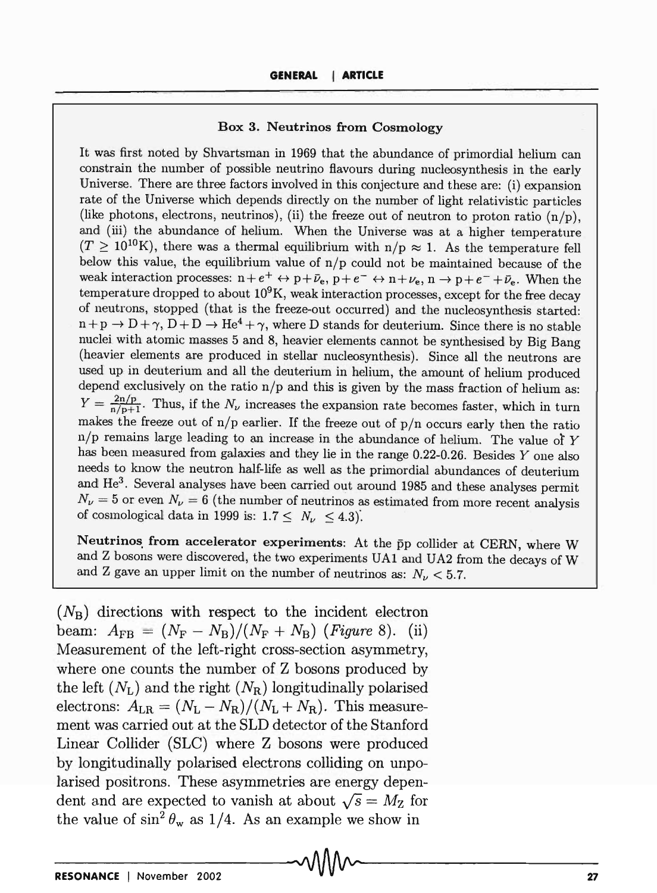### Box 3. Neutrinos from Cosmology

It was first noted by Shvartsman in 1969 that the abundance of primordial helium can constrain the number of possible neutrino flavours during nucleosynthesis in the early Universe. There are three factors involved in this conjecture and these are: (i) expansion rate of the Universe which depends directly on the number of light relativistic particles (like photons, electrons, neutrinos), (ii) the freeze out of neutron to proton ratio (n/p), and (iii) the abundance of helium. When the Universe was at a higher temperature ($T \geq 10^{10}$K), there was a thermal equilibrium with $\mathrm{n/p} \approx 1$. As the temperature fell below this value, the equilibrium value of n/p could not be maintained because of the weak interaction processes: $\mathrm{n} + e^+ \leftrightarrow \mathrm{p} + \bar{\nu}_e$, $\mathrm{p} + e^- \leftrightarrow \mathrm{n} + \nu_e$, $\mathrm{n} \rightarrow \mathrm{p} + e^- + \bar{\nu}_e$. When the temperature dropped to about $10^9$K, weak interaction processes, except for the free decay of neutrons, stopped (that is the freeze-out occurred) and the nucleosynthesis started: $\mathrm{n} + \mathrm{p} \rightarrow \mathrm{D} + \gamma$, $\mathrm{D} + \mathrm{D} \rightarrow \mathrm{He}^4 + \gamma$, where D stands for deuterium. Since there is no stable nuclei with atomic masses 5 and 8, heavier elements cannot be synthesised by Big Bang (heavier elements are produced in stellar nucleosynthesis). Since all the neutrons are used up in deuterium and all the deuterium in helium, the amount of helium produced depend exclusively on the ratio n/p and this is given by the mass fraction of helium as: $Y = \frac{2\mathrm{n/p}}{\mathrm{n/p}+1}$. Thus, if the $N_\nu$ increases the expansion rate becomes faster, which in turn makes the freeze out of n/p earlier. If the freeze out of p/n occurs early then the ratio n/p remains large leading to an increase in the abundance of helium. The value of $Y$ has been measured from galaxies and they lie in the range 0.22-0.26. Besides $Y$ one also needs to know the neutron half-life as well as the primordial abundances of deuterium and $\mathrm{He}^3$. Several analyses have been carried out around 1985 and these analyses permit $N_\nu = 5$ or even $N_\nu = 6$ (the number of neutrinos as estimated from more recent analysis of cosmological data in 1999 is: $1.7 \leq N_\nu \leq 4.3$).

**Neutrinos from accelerator experiments**: At the $\bar{\mathrm{p}}\mathrm{p}$ collider at CERN, where W and Z bosons were discovered, the two experiments UA1 and UA2 from the decays of W and Z gave an upper limit on the number of neutrinos as: $N_\nu < 5.7$.

($N_\mathrm{B}$) directions with respect to the incident electron beam: $A_\mathrm{FB} = (N_\mathrm{F} - N_\mathrm{B})/(N_\mathrm{F} + N_\mathrm{B})$ (*Figure* 8). (ii) Measurement of the left-right cross-section asymmetry, where one counts the number of Z bosons produced by the left ($N_\mathrm{L}$) and the right ($N_\mathrm{R}$) longitudinally polarised electrons: $A_\mathrm{LR} = (N_\mathrm{L} - N_\mathrm{R})/(N_\mathrm{L} + N_\mathrm{R})$. This measurement was carried out at the SLD detector of the Stanford Linear Collider (SLC) where Z bosons were produced by longitudinally polarised electrons colliding on unpolarised positrons. These asymmetries are energy dependent and are expected to vanish at about $\sqrt{s} = M_\mathrm{Z}$ for the value of $\sin^2\theta_\mathrm{w}$ as 1/4. As an example we show in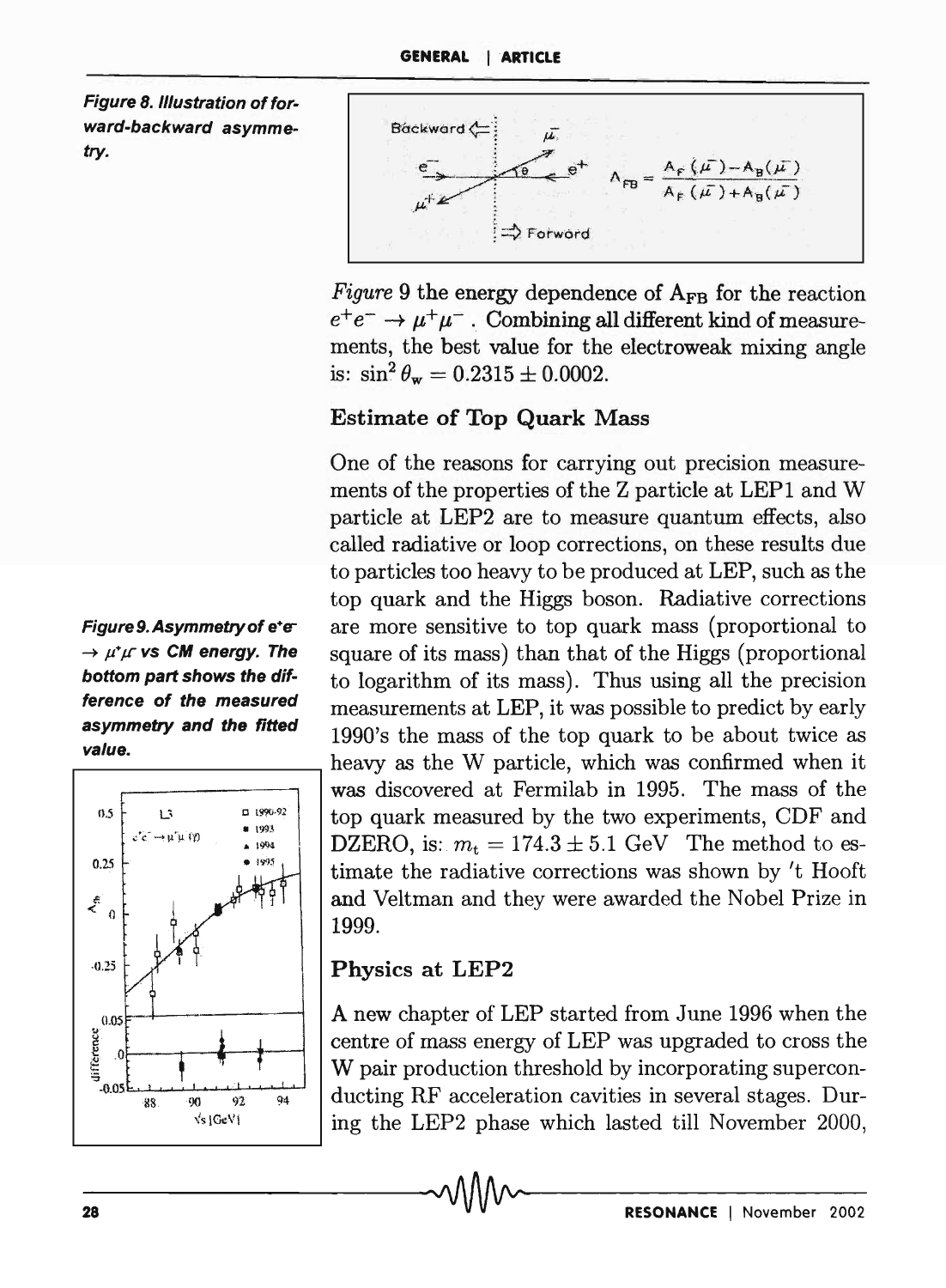*Figure 8. Illustration of forward-backward asymmetry.*

Backward

$\mu^-$

$e^-$

$\theta$

$e^+$

$\mu^+$

Forward

$$A_{FB} = \frac{A_F(\mu^-) - A_B(\mu^-)}{A_F(\mu^-) + A_B(\mu^-)}$$

*Figure* 9 the energy dependence of $A_{FB}$ for the reaction $e^+e^- \rightarrow \mu^+\mu^-$. Combining all different kind of measurements, the best value for the electroweak mixing angle is: $\sin^2\theta_w = 0.2315 \pm 0.0002$.

### Estimate of Top Quark Mass

One of the reasons for carrying out precision measurements of the properties of the Z particle at LEP1 and W particle at LEP2 are to measure quantum effects, also called radiative or loop corrections, on these results due to particles too heavy to be produced at LEP, such as the top quark and the Higgs boson. Radiative corrections are more sensitive to top quark mass (proportional to square of its mass) than that of the Higgs (proportional to logarithm of its mass). Thus using all the precision measurements at LEP, it was possible to predict by early 1990's the mass of the top quark to be about twice as heavy as the W particle, which was confirmed when it was discovered at Fermilab in 1995. The mass of the top quark measured by the two experiments, CDF and DZERO, is: $m_t = 174.3 \pm 5.1$ GeV The method to estimate the radiative corrections was shown by 't Hooft and Veltman and they were awarded the Nobel Prize in 1999.

*Figure 9. Asymmetry of $e^+e^- \rightarrow \mu^+\mu^-$ vs CM energy. The bottom part shows the difference of the measured asymmetry and the fitted value.*

L3

$e^+e^- \rightarrow \mu^+\mu^-(\gamma)$

1990-92

1993

1994

1995

0.5

0.25

$A_{fb}$

0

-0.25

0.05

0

-0.05

Difference

88

90

92

94

$\sqrt{s}$ [GeV]

### Physics at LEP2

A new chapter of LEP started from June 1996 when the centre of mass energy of LEP was upgraded to cross the W pair production threshold by incorporating superconducting RF acceleration cavities in several stages. During the LEP2 phase which lasted till November 2000,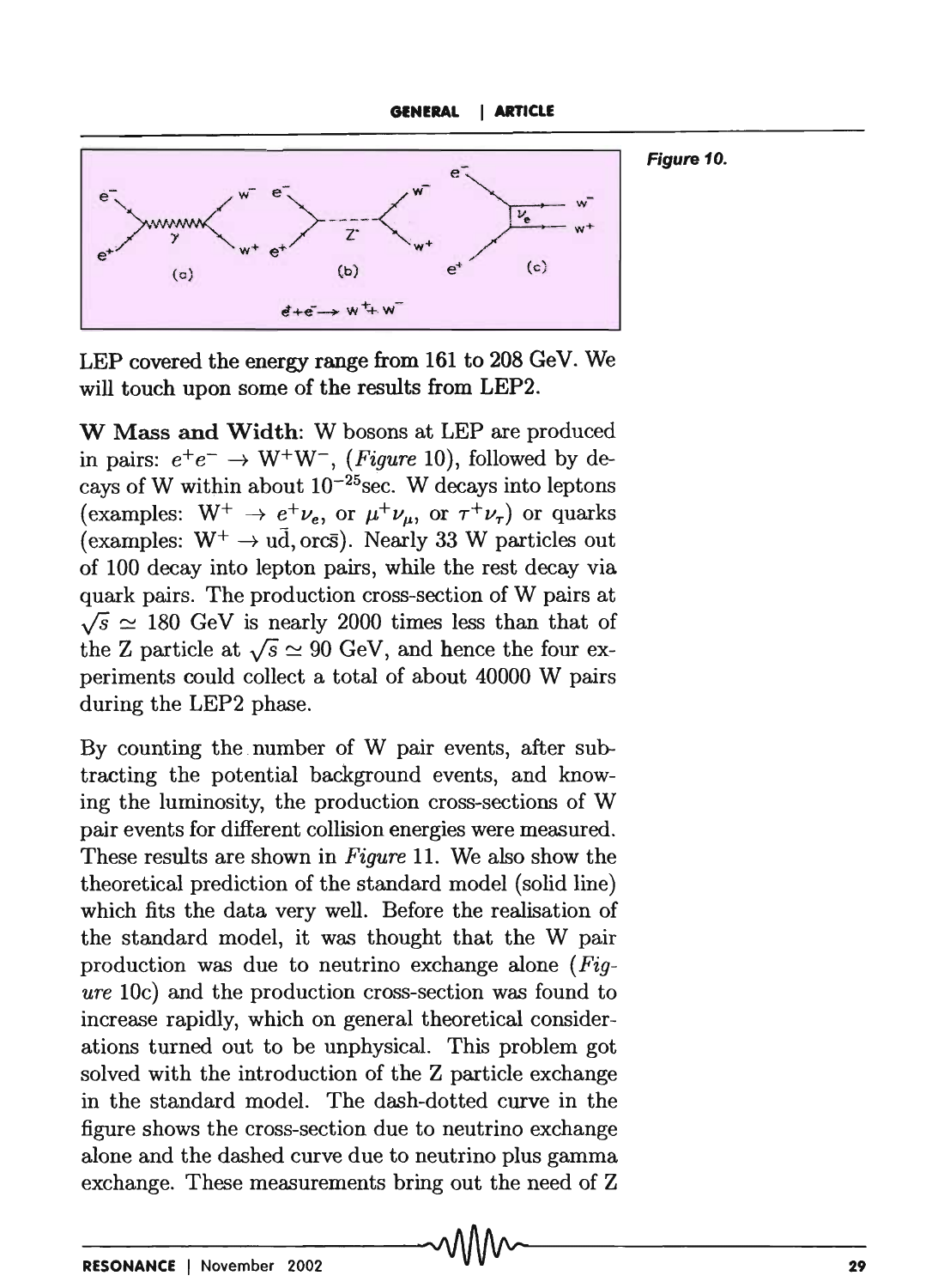e⁻ — since no Unicode superscripts, I'll write labels in LaTeX.

$e^-$ $W^-$ $e^-$ $W^-$ $e^-$ $W^-$

$\gamma$ $Z^*$ $\nu_e$

$e^+$ $W^+$ $e^+$ $W^+$ $e^+$ $W^+$

(a) (b) (c)

$e^+ + e^- \rightarrow W^+ + W^-$

*Figure 10.*

LEP covered the energy range from 161 to 208 GeV. We will touch upon some of the results from LEP2.

**W Mass and Width**: W bosons at LEP are produced in pairs: $e^+e^- \rightarrow W^+W^-$, (*Figure* 10), followed by decays of W within about $10^{-25}$sec. W decays into leptons (examples: $W^+ \rightarrow e^+\nu_e$, or $\mu^+\nu_\mu$, or $\tau^+\nu_\tau$) or quarks (examples: $W^+ \rightarrow u\bar{d}$, or $c\bar{s}$). Nearly 33 W particles out of 100 decay into lepton pairs, while the rest decay via quark pairs. The production cross-section of W pairs at $\sqrt{s} \simeq 180$ GeV is nearly 2000 times less than that of the Z particle at $\sqrt{s} \simeq 90$ GeV, and hence the four experiments could collect a total of about 40000 W pairs during the LEP2 phase.

By counting the number of W pair events, after subtracting the potential background events, and knowing the luminosity, the production cross-sections of W pair events for different collision energies were measured. These results are shown in *Figure* 11. We also show the theoretical prediction of the standard model (solid line) which fits the data very well. Before the realisation of the standard model, it was thought that the W pair production was due to neutrino exchange alone (*Figure* 10c) and the production cross-section was found to increase rapidly, which on general theoretical considerations turned out to be unphysical. This problem got solved with the introduction of the Z particle exchange in the standard model. The dash-dotted curve in the figure shows the cross-section due to neutrino exchange alone and the dashed curve due to neutrino plus gamma exchange. These measurements bring out the need of Z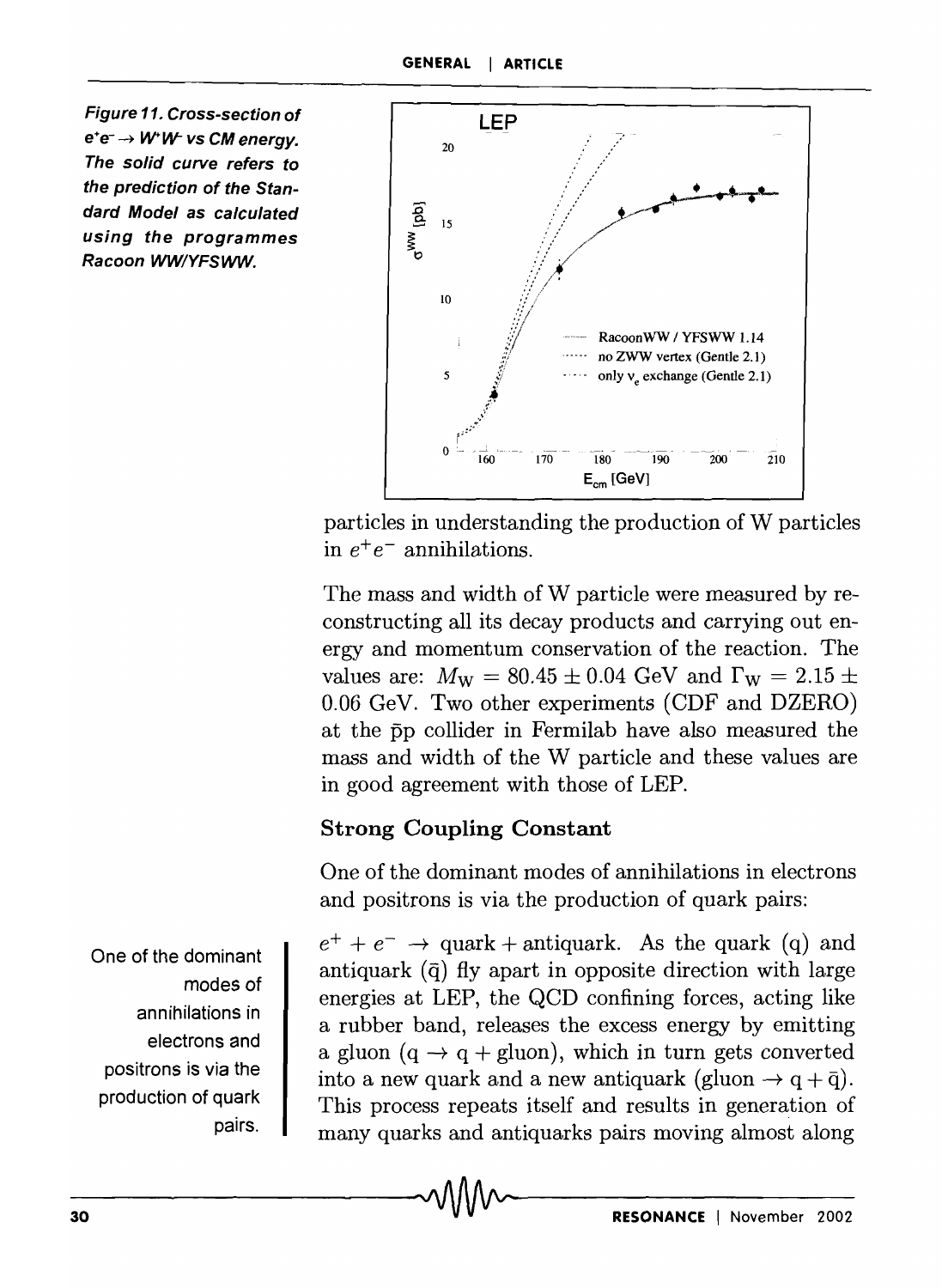Figure 11. Cross-section of $e^+e^- \to W^+W^-$ vs CM energy. The solid curve refers to the prediction of the Standard Model as calculated using the programmes Racoon WW/YFSWW.

LEP

$\sigma^{WW}$ [pb]

20

15

10

5

0

160 170 180 190 200 210

$E_{cm}$ [GeV]

RacoonWW / YFSWW 1.14

no ZWW vertex (Gentle 2.1)

only $\nu_e$ exchange (Gentle 2.1)

particles in understanding the production of W particles in $e^+e^-$ annihilations.

The mass and width of W particle were measured by reconstructing all its decay products and carrying out energy and momentum conservation of the reaction. The values are: $M_W = 80.45 \pm 0.04$ GeV and $\Gamma_W = 2.15 \pm 0.06$ GeV. Two other experiments (CDF and DZERO) at the $\bar{p}p$ collider in Fermilab have also measured the mass and width of the W particle and these values are in good agreement with those of LEP.

## Strong Coupling Constant

One of the dominant modes of annihilations in electrons and positrons is via the production of quark pairs:

One of the dominant modes of annihilations in electrons and positrons is via the production of quark pairs.

$e^+ + e^- \to$ quark + antiquark. As the quark (q) and antiquark ($\bar{q}$) fly apart in opposite direction with large energies at LEP, the QCD confining forces, acting like a rubber band, releases the excess energy by emitting a gluon ($q \to q +$ gluon), which in turn gets converted into a new quark and a new antiquark (gluon $\to q + \bar{q}$). This process repeats itself and results in generation of many quarks and antiquarks pairs moving almost along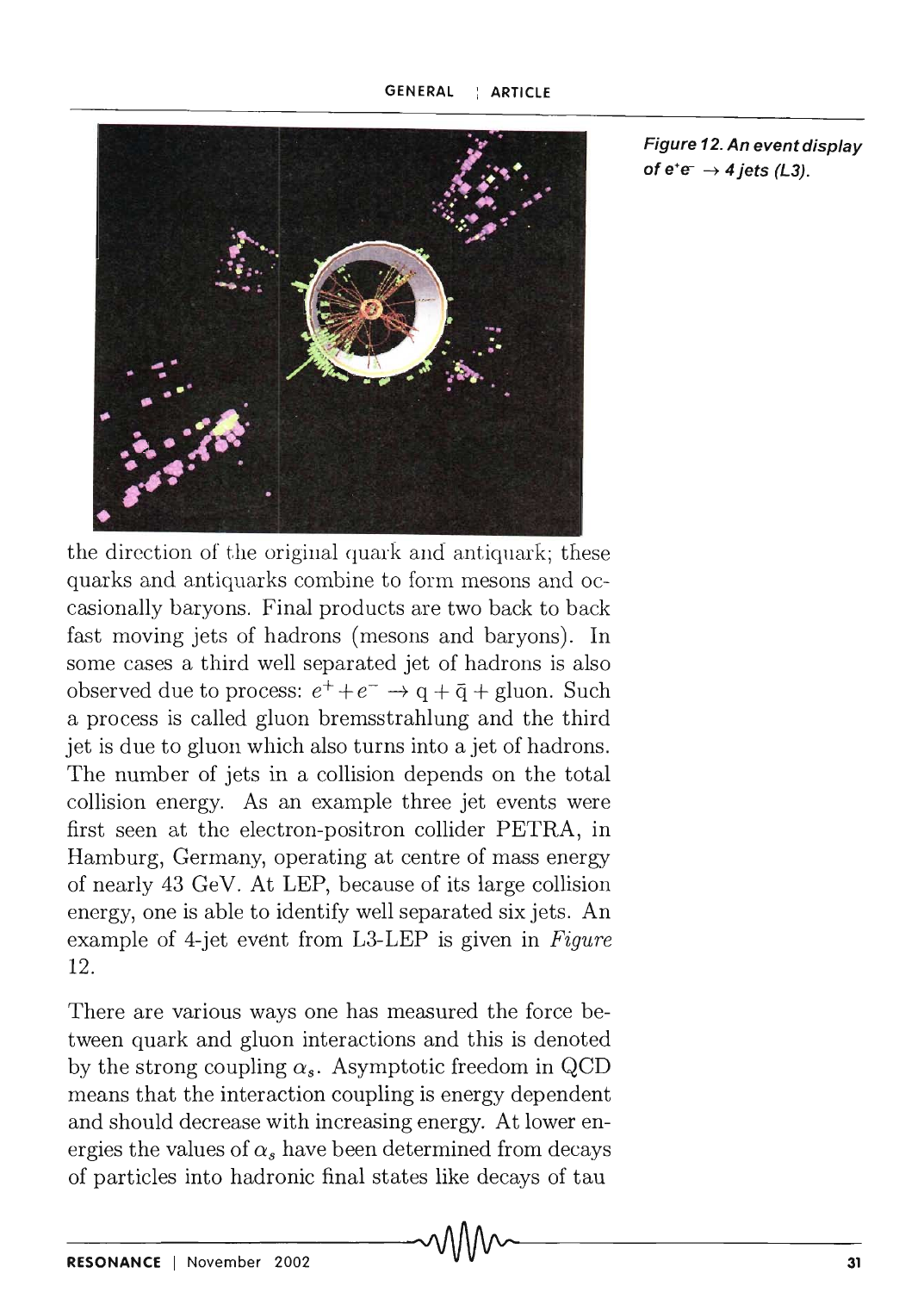Figure 12. An event display of $e^+e^- \rightarrow 4$ jets (L3).

the direction of the original quark and antiquark; these quarks and antiquarks combine to form mesons and occasionally baryons. Final products are two back to back fast moving jets of hadrons (mesons and baryons). In some cases a third well separated jet of hadrons is also observed due to process: $e^+ + e^- \rightarrow \mathrm{q} + \bar{\mathrm{q}} + \mathrm{gluon}$. Such a process is called gluon bremsstrahlung and the third jet is due to gluon which also turns into a jet of hadrons. The number of jets in a collision depends on the total collision energy. As an example three jet events were first seen at the electron-positron collider PETRA, in Hamburg, Germany, operating at centre of mass energy of nearly 43 GeV. At LEP, because of its large collision energy, one is able to identify well separated six jets. An example of 4-jet event from L3-LEP is given in *Figure* 12.

There are various ways one has measured the force between quark and gluon interactions and this is denoted by the strong coupling $\alpha_s$. Asymptotic freedom in QCD means that the interaction coupling is energy dependent and should decrease with increasing energy. At lower energies the values of $\alpha_s$ have been determined from decays of particles into hadronic final states like decays of tau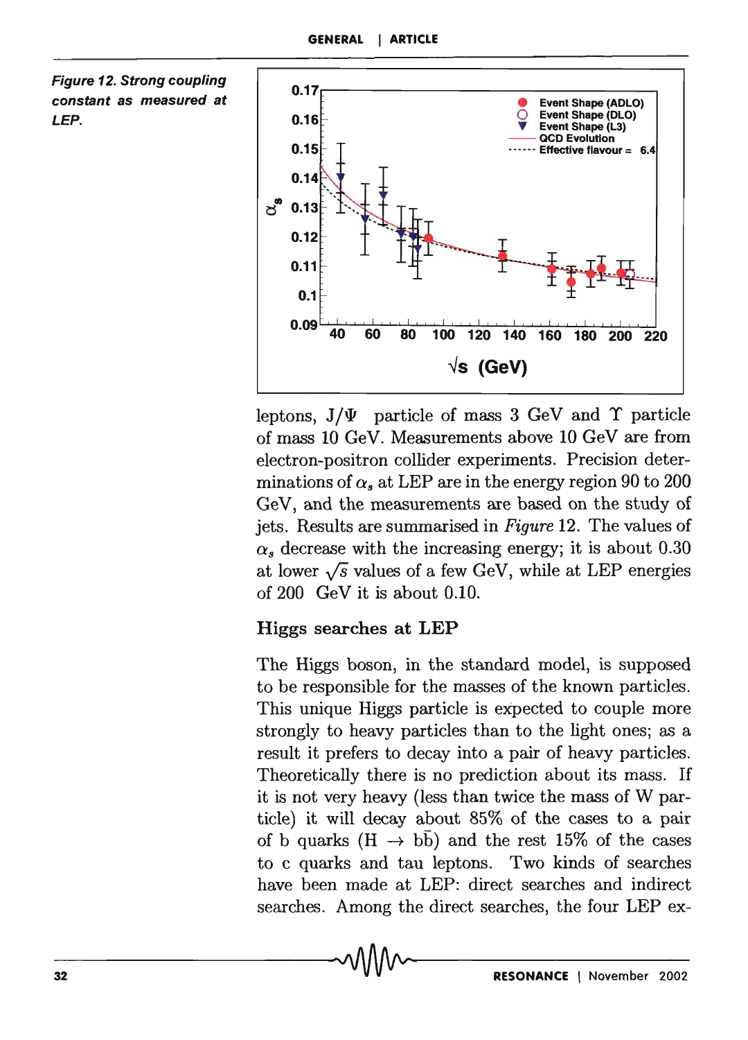*Figure 12. Strong coupling constant as measured at LEP.*

0.17
0.16
0.15
0.14
0.13
0.12
0.11
0.1
0.09

$\alpha_s$

40 60 80 100 120 140 160 180 200 220

$\sqrt{s}$ (GeV)

Event Shape (ADLO)
Event Shape (DLO)
Event Shape (L3)
QCD Evolution
Effective flavour = 6.4

leptons, $J/\Psi$ particle of mass 3 GeV and $\Upsilon$ particle of mass 10 GeV. Measurements above 10 GeV are from electron-positron collider experiments. Precision determinations of $\alpha_s$ at LEP are in the energy region 90 to 200 GeV, and the measurements are based on the study of jets. Results are summarised in *Figure* 12. The values of $\alpha_s$ decrease with the increasing energy; it is about 0.30 at lower $\sqrt{s}$ values of a few GeV, while at LEP energies of 200 GeV it is about 0.10.

## Higgs searches at LEP

The Higgs boson, in the standard model, is supposed to be responsible for the masses of the known particles. This unique Higgs particle is expected to couple more strongly to heavy particles than to the light ones; as a result it prefers to decay into a pair of heavy particles. Theoretically there is no prediction about its mass. If it is not very heavy (less than twice the mass of W particle) it will decay about 85% of the cases to a pair of b quarks ($H \to b\bar{b}$) and the rest 15% of the cases to c quarks and tau leptons. Two kinds of searches have been made at LEP: direct searches and indirect searches. Among the direct searches, the four LEP ex-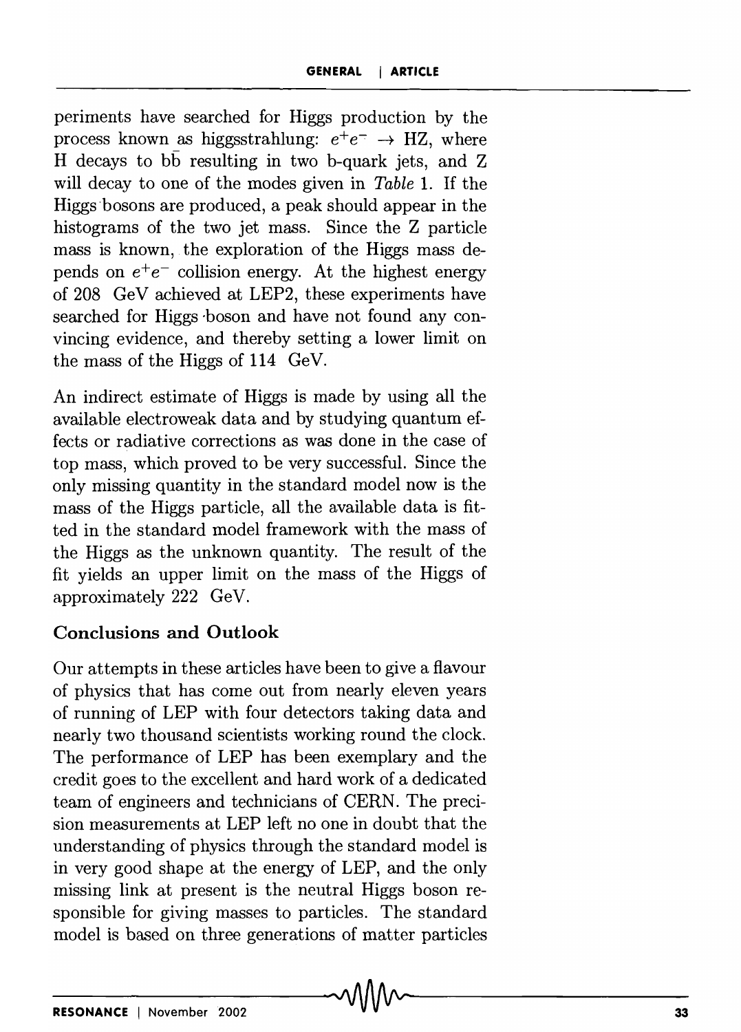periments have searched for Higgs production by the process known as higgsstrahlung: $e^+e^- \rightarrow$ HZ, where H decays to $b\bar{b}$ resulting in two b-quark jets, and Z will decay to one of the modes given in *Table* 1. If the Higgs bosons are produced, a peak should appear in the histograms of the two jet mass. Since the Z particle mass is known, the exploration of the Higgs mass depends on $e^+e^-$ collision energy. At the highest energy of 208 GeV achieved at LEP2, these experiments have searched for Higgs boson and have not found any convincing evidence, and thereby setting a lower limit on the mass of the Higgs of 114 GeV.

An indirect estimate of Higgs is made by using all the available electroweak data and by studying quantum effects or radiative corrections as was done in the case of top mass, which proved to be very successful. Since the only missing quantity in the standard model now is the mass of the Higgs particle, all the available data is fitted in the standard model framework with the mass of the Higgs as the unknown quantity. The result of the fit yields an upper limit on the mass of the Higgs of approximately 222 GeV.

### Conclusions and Outlook

Our attempts in these articles have been to give a flavour of physics that has come out from nearly eleven years of running of LEP with four detectors taking data and nearly two thousand scientists working round the clock. The performance of LEP has been exemplary and the credit goes to the excellent and hard work of a dedicated team of engineers and technicians of CERN. The precision measurements at LEP left no one in doubt that the understanding of physics through the standard model is in very good shape at the energy of LEP, and the only missing link at present is the neutral Higgs boson responsible for giving masses to particles. The standard model is based on three generations of matter particles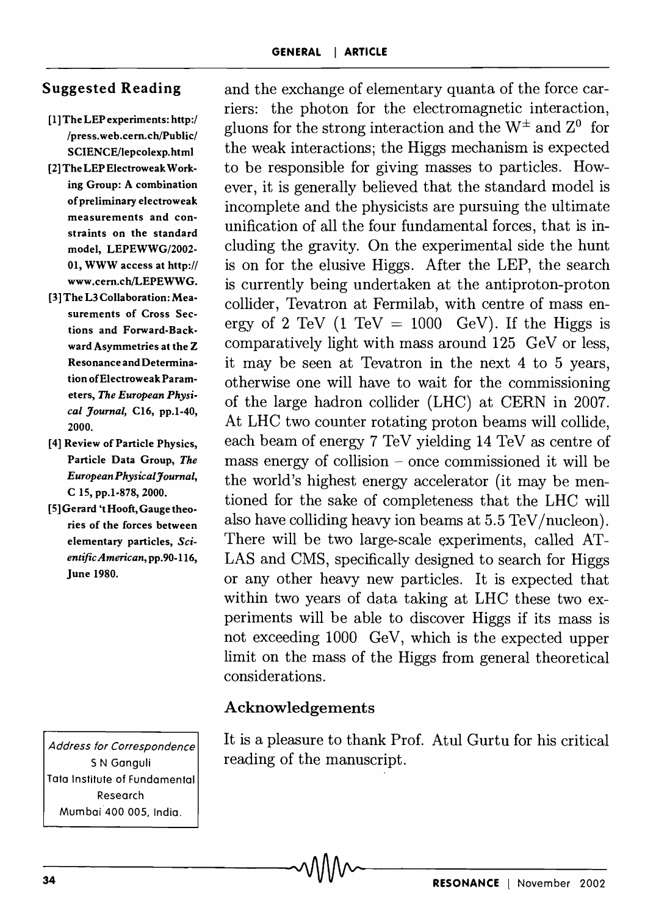and the exchange of elementary quanta of the force carriers: the photon for the electromagnetic interaction, gluons for the strong interaction and the $W^{\pm}$ and $Z^0$ for the weak interactions; the Higgs mechanism is expected to be responsible for giving masses to particles. However, it is generally believed that the standard model is incomplete and the physicists are pursuing the ultimate unification of all the four fundamental forces, that is including the gravity. On the experimental side the hunt is on for the elusive Higgs. After the LEP, the search is currently being undertaken at the antiproton-proton collider, Tevatron at Fermilab, with centre of mass energy of 2 TeV (1 TeV = 1000 GeV). If the Higgs is comparatively light with mass around 125 GeV or less, it may be seen at Tevatron in the next 4 to 5 years, otherwise one will have to wait for the commissioning of the large hadron collider (LHC) at CERN in 2007. At LHC two counter rotating proton beams will collide, each beam of energy 7 TeV yielding 14 TeV as centre of mass energy of collision – once commissioned it will be the world's highest energy accelerator (it may be mentioned for the sake of completeness that the LHC will also have colliding heavy ion beams at 5.5 TeV/nucleon). There will be two large-scale experiments, called ATLAS and CMS, specifically designed to search for Higgs or any other heavy new particles. It is expected that within two years of data taking at LHC these two experiments will be able to discover Higgs if its mass is not exceeding 1000 GeV, which is the expected upper limit on the mass of the Higgs from general theoretical considerations.

## Acknowledgements

It is a pleasure to thank Prof. Atul Gurtu for his critical reading of the manuscript.

## Suggested Reading

[1] The LEP experiments: http://press.web.cern.ch/Public/SCIENCE/lepcolexp.html

[2] The LEP Electroweak Working Group: A combination of preliminary electroweak measurements and constraints on the standard model, LEPEWWG/2002-01, WWW access at http://www.cern.ch/LEPEWWG.

[3] The L3 Collaboration: Measurements of Cross Sections and Forward-Backward Asymmetries at the Z Resonance and Determination of Electroweak Parameters, *The European Physical Journal*, C16, pp.1-40, 2000.

[4] Review of Particle Physics, Particle Data Group, *The European Physical Journal*, C 15, pp.1-878, 2000.

[5] Gerard 't Hooft, Gauge theories of the forces between elementary particles, *Scientific American*, pp.90-116, June 1980.

*Address for Correspondence*
S N Ganguli
Tata Institute of Fundamental Research
Mumbai 400 005, India.